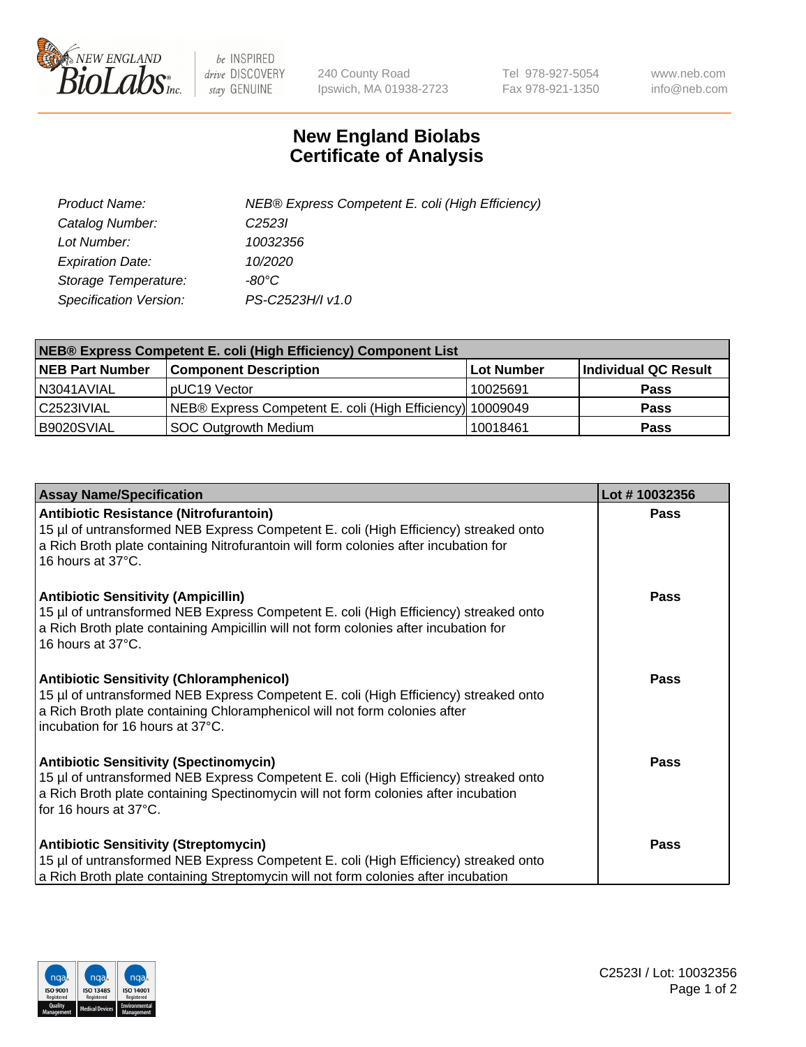be INSPIRED
drive DISCOVERY
stay GENUINE

240 County Road
Ipswich, MA 01938-2723

Tel 978-927-5054
Fax 978-921-1350

www.neb.com
info@neb.com

# New England Biolabs
# Certificate of Analysis

| | |
|---|---|
| *Product Name:* | *NEB® Express Competent E. coli (High Efficiency)* |
| *Catalog Number:* | *C2523I* |
| *Lot Number:* | *10032356* |
| *Expiration Date:* | *10/2020* |
| *Storage Temperature:* | *-80°C* |
| *Specification Version:* | *PS-C2523H/I v1.0* |

| **NEB® Express Competent E. coli (High Efficiency) Component List** | | | |
|---|---|---|---|
| **NEB Part Number** | **Component Description** | **Lot Number** | **Individual QC Result** |
| N3041AVIAL | pUC19 Vector | 10025691 | **Pass** |
| C2523IVIAL | NEB® Express Competent E. coli (High Efficiency) | 10009049 | **Pass** |
| B9020SVIAL | SOC Outgrowth Medium | 10018461 | **Pass** |

| **Assay Name/Specification** | **Lot # 10032356** |
|---|---|
| **Antibiotic Resistance (Nitrofurantoin)** 15 µl of untransformed NEB Express Competent E. coli (High Efficiency) streaked onto a Rich Broth plate containing Nitrofurantoin will form colonies after incubation for 16 hours at 37°C. | **Pass** |
| **Antibiotic Sensitivity (Ampicillin)** 15 µl of untransformed NEB Express Competent E. coli (High Efficiency) streaked onto a Rich Broth plate containing Ampicillin will not form colonies after incubation for 16 hours at 37°C. | **Pass** |
| **Antibiotic Sensitivity (Chloramphenicol)** 15 µl of untransformed NEB Express Competent E. coli (High Efficiency) streaked onto a Rich Broth plate containing Chloramphenicol will not form colonies after incubation for 16 hours at 37°C. | **Pass** |
| **Antibiotic Sensitivity (Spectinomycin)** 15 µl of untransformed NEB Express Competent E. coli (High Efficiency) streaked onto a Rich Broth plate containing Spectinomycin will not form colonies after incubation for 16 hours at 37°C. | **Pass** |
| **Antibiotic Sensitivity (Streptomycin)** 15 µl of untransformed NEB Express Competent E. coli (High Efficiency) streaked onto a Rich Broth plate containing Streptomycin will not form colonies after incubation | **Pass** |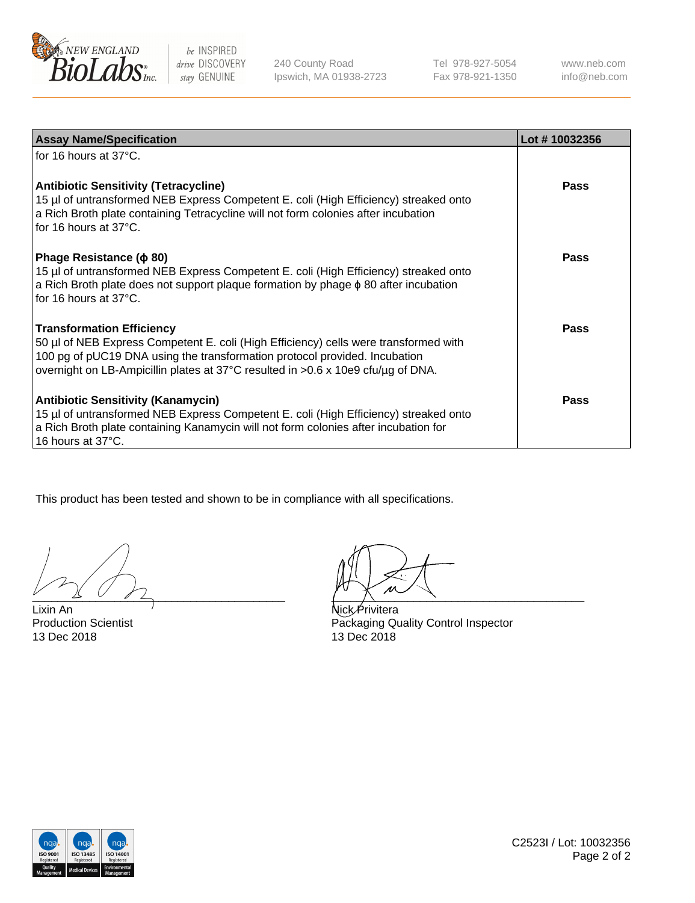| Assay Name/Specification | Lot # 10032356 |
|---|---|
| for 16 hours at 37°C. | |
| **Antibiotic Sensitivity (Tetracycline)**<br>15 µl of untransformed NEB Express Competent E. coli (High Efficiency) streaked onto a Rich Broth plate containing Tetracycline will not form colonies after incubation for 16 hours at 37°C. | **Pass** |
| **Phage Resistance (ϕ 80)**<br>15 µl of untransformed NEB Express Competent E. coli (High Efficiency) streaked onto a Rich Broth plate does not support plaque formation by phage ϕ 80 after incubation for 16 hours at 37°C. | **Pass** |
| **Transformation Efficiency**<br>50 µl of NEB Express Competent E. coli (High Efficiency) cells were transformed with 100 pg of pUC19 DNA using the transformation protocol provided. Incubation overnight on LB-Ampicillin plates at 37°C resulted in >0.6 x 10e9 cfu/µg of DNA. | **Pass** |
| **Antibiotic Sensitivity (Kanamycin)**<br>15 µl of untransformed NEB Express Competent E. coli (High Efficiency) streaked onto a Rich Broth plate containing Kanamycin will not form colonies after incubation for 16 hours at 37°C. | **Pass** |

This product has been tested and shown to be in compliance with all specifications.

Lixin An
Production Scientist
13 Dec 2018

Nick Privitera
Packaging Quality Control Inspector
13 Dec 2018

C2523I / Lot: 10032356